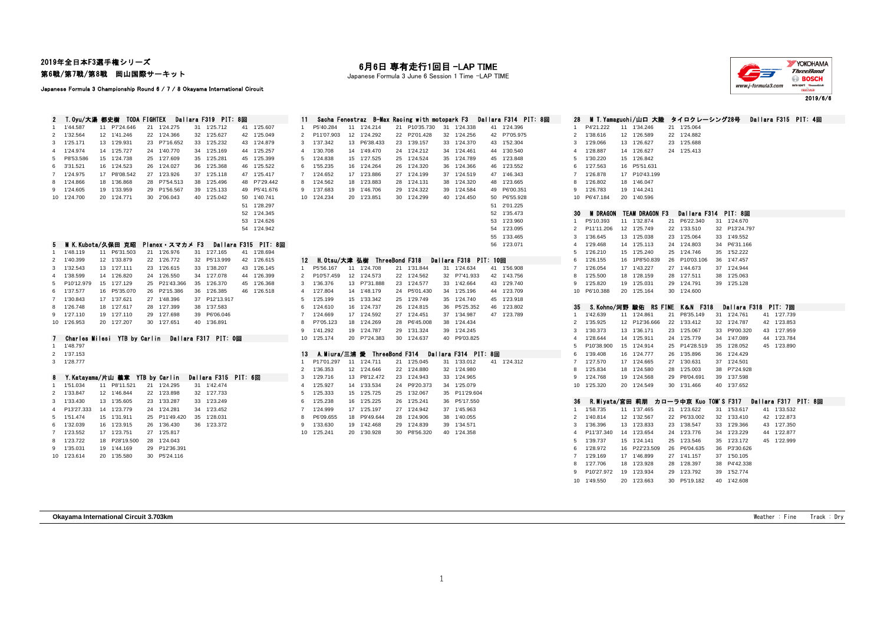# 2019年全日本F3選手権シリーズ

## 第6戦/第7戦/第8戦　岡山国際サーキット

Japanese Formula 3 Championship Round 6 / 7 / 8 Okayama International Circuit

## 6月6日 専有走行1回目 -LAP TIME

Japanese Formula 3 June 6 Session 1 Time -LAP TIME

2019/6/6

### 2　T.Oyu/大湯 都史樹　TODA FIGHTEX　Dallara F319　PIT: 8回

| Lap | Time | Lap | Time | Lap | Time | Lap | Time | Lap | Time |
|---|---|---|---|---|---|---|---|---|---|
| 1 | 1'44.587 | 11 | P7'24.646 | 21 | 1'24.275 | 31 | 1'25.712 | 41 | 1'25.607 |
| 2 | 1'32.564 | 12 | 1'41.246 | 22 | 1'24.366 | 32 | 1'25.627 | 42 | 1'25.049 |
| 3 | 1'25.171 | 13 | 1'29.931 | 23 | P7'16.652 | 33 | 1'25.232 | 43 | 1'24.879 |
| 4 | 1'24.974 | 14 | 1'25.727 | 24 | 1'40.770 | 34 | 1'25.169 | 44 | 1'25.257 |
| 5 | P8'53.586 | 15 | 1'24.738 | 25 | 1'27.609 | 35 | 1'25.281 | 45 | 1'25.399 |
| 6 | 3'31.521 | 16 | 1'24.523 | 26 | 1'24.027 | 36 | 1'25.368 | 46 | 1'25.522 |
| 7 | 1'24.975 | 17 | P8'08.542 | 27 | 1'23.926 | 37 | 1'25.118 | 47 | 1'25.417 |
| 8 | 1'24.866 | 18 | 1'36.868 | 28 | P7'54.513 | 38 | 1'25.496 | 48 | P7'29.442 |
| 9 | 1'24.605 | 19 | 1'33.959 | 29 | P1'56.567 | 39 | 1'25.133 | 49 | P5'41.676 |
| 10 | 1'24.700 | 20 | 1'24.771 | 30 | 2'06.043 | 40 | 1'25.042 | 50 | 1'40.741 |
| | | | | | | | | 51 | 1'28.297 |
| | | | | | | | | 52 | 1'24.345 |
| | | | | | | | | 53 | 1'24.626 |
| | | | | | | | | 54 | 1'24.942 |

### 5　M K.Kubota/久保田 克昭　Planex・スマカメ F3　Dallara F315　PIT: 8回

| Lap | Time | Lap | Time | Lap | Time | Lap | Time | Lap | Time |
|---|---|---|---|---|---|---|---|---|---|
| 1 | 1'48.119 | 11 | P6'31.503 | 21 | 1'26.976 | 31 | 1'27.165 | 41 | 1'28.694 |
| 2 | 1'40.399 | 12 | 1'33.879 | 22 | 1'26.772 | 32 | P5'13.999 | 42 | 1'26.615 |
| 3 | 1'32.543 | 13 | 1'27.111 | 23 | 1'26.615 | 33 | 1'38.207 | 43 | 1'26.145 |
| 4 | 1'38.599 | 14 | 1'26.820 | 24 | 1'26.550 | 34 | 1'27.078 | 44 | 1'26.399 |
| 5 | P10'12.979 | 15 | 1'27.129 | 25 | P21'43.366 | 35 | 1'26.370 | 45 | 1'26.368 |
| 6 | 1'37.577 | 16 | P5'35.070 | 26 | P2'15.386 | 36 | 1'26.385 | 46 | 1'26.518 |
| 7 | 1'30.843 | 17 | 1'37.621 | 27 | 1'48.396 | 37 | P12'13.917 | | |
| 8 | 1'26.748 | 18 | 1'27.617 | 28 | 1'27.399 | 38 | 1'37.583 | | |
| 9 | 1'27.110 | 19 | 1'27.110 | 29 | 1'27.698 | 39 | P6'06.046 | | |
| 10 | 1'26.953 | 20 | 1'27.207 | 30 | 1'27.651 | 40 | 1'36.891 | | |

### 7　Charles Milesi　YTB by Carlin　Dallara F317　PIT: 0回

| Lap | Time |
|---|---|
| 1 | 1'48.797 |
| 2 | 1'37.153 |
| 3 | 1'28.777 |

### 8　Y.Katayama/片山 義章　YTB by Carlin　Dallara F315　PIT: 6回

| Lap | Time | Lap | Time | Lap | Time | Lap | Time |
|---|---|---|---|---|---|---|---|
| 1 | 1'51.034 | 11 | P8'11.521 | 21 | 1'24.295 | 31 | 1'42.474 |
| 2 | 1'33.847 | 12 | 1'46.844 | 22 | 1'23.898 | 32 | 1'27.733 |
| 3 | 1'33.430 | 13 | 1'35.605 | 23 | 1'33.287 | 33 | 1'23.249 |
| 4 | P13'27.333 | 14 | 1'23.779 | 24 | 1'24.281 | 34 | 1'23.452 |
| 5 | 1'51.474 | 15 | 1'31.911 | 25 | P11'49.420 | 35 | 1'28.031 |
| 6 | 1'32.039 | 16 | 1'23.915 | 26 | 1'36.430 | 36 | 1'23.372 |
| 7 | 1'23.552 | 17 | 1'23.751 | 27 | 1'25.817 | | |
| 8 | 1'23.722 | 18 | P28'19.500 | 28 | 1'24.043 | | |
| 9 | 1'35.031 | 19 | 1'44.169 | 29 | P12'36.391 | | |
| 10 | 1'23.614 | 20 | 1'35.580 | 30 | P5'24.116 | | |

### 11　Sacha Fenestraz　B-Max Racing with motopark F3　Dallara F314　PIT: 8回

| Lap | Time | Lap | Time | Lap | Time | Lap | Time | Lap | Time |
|---|---|---|---|---|---|---|---|---|---|
| 1 | P5'40.284 | 11 | 1'24.214 | 21 | P10'35.730 | 31 | 1'24.338 | 41 | 1'24.396 |
| 2 | P11'07.903 | 12 | 1'24.292 | 22 | P2'01.428 | 32 | 1'24.256 | 42 | P7'05.975 |
| 3 | 1'37.342 | 13 | P6'38.433 | 23 | 1'39.157 | 33 | 1'24.370 | 43 | 1'52.304 |
| 4 | 1'30.708 | 14 | 1'49.470 | 24 | 1'24.212 | 34 | 1'24.461 | 44 | 1'30.540 |
| 5 | 1'24.838 | 15 | 1'27.525 | 25 | 1'24.524 | 35 | 1'24.789 | 45 | 1'23.848 |
| 6 | 1'55.235 | 16 | 1'24.264 | 26 | 1'24.320 | 36 | 1'24.366 | 46 | 1'23.552 |
| 7 | 1'24.652 | 17 | 1'23.886 | 27 | 1'24.199 | 37 | 1'24.519 | 47 | 1'46.343 |
| 8 | 1'24.562 | 18 | 1'23.883 | 28 | 1'24.131 | 38 | 1'24.320 | 48 | 1'23.665 |
| 9 | 1'37.683 | 19 | 1'46.706 | 29 | 1'24.322 | 39 | 1'24.584 | 49 | P6'00.351 |
| 10 | 1'24.234 | 20 | 1'23.851 | 30 | 1'24.299 | 40 | 1'24.450 | 50 | P6'55.928 |
| | | | | | | | | 51 | 2'01.225 |
| | | | | | | | | 52 | 1'35.473 |
| | | | | | | | | 53 | 1'23.960 |
| | | | | | | | | 54 | 1'23.095 |
| | | | | | | | | 55 | 1'33.465 |
| | | | | | | | | 56 | 1'23.071 |

### 12　H.Otsu/大津 弘樹　ThreeBond F318　Dallara F318　PIT: 10回

| Lap | Time | Lap | Time | Lap | Time | Lap | Time | Lap | Time |
|---|---|---|---|---|---|---|---|---|---|
| 1 | P5'56.167 | 11 | 1'24.708 | 21 | 1'31.844 | 31 | 1'24.634 | 41 | 1'56.908 |
| 2 | P10'57.459 | 12 | 1'24.573 | 22 | 1'24.562 | 32 | P7'41.933 | 42 | 1'43.756 |
| 3 | 1'36.376 | 13 | P7'31.888 | 23 | 1'24.577 | 33 | 1'42.664 | 43 | 1'29.740 |
| 4 | 1'27.804 | 14 | 1'48.179 | 24 | P5'01.430 | 34 | 1'25.196 | 44 | 1'23.709 |
| 5 | 1'25.199 | 15 | 1'33.342 | 25 | 1'29.749 | 35 | 1'24.740 | 45 | 1'23.918 |
| 6 | 1'24.610 | 16 | 1'24.737 | 26 | 1'24.815 | 36 | P5'25.352 | 46 | 1'23.802 |
| 7 | 1'24.669 | 17 | 1'24.592 | 27 | 1'24.451 | 37 | 1'34.987 | 47 | 1'23.789 |
| 8 | P7'05.123 | 18 | 1'24.269 | 28 | P6'45.008 | 38 | 1'24.434 | | |
| 9 | 1'41.292 | 19 | 1'24.787 | 29 | 1'31.324 | 39 | 1'24.245 | | |
| 10 | 1'25.174 | 20 | P7'24.383 | 30 | 1'24.637 | 40 | P9'03.825 | | |

### 13　A.Miura/三浦 愛　ThreeBond F314　Dallara F314　PIT: 8回

| Lap | Time | Lap | Time | Lap | Time | Lap | Time | Lap | Time |
|---|---|---|---|---|---|---|---|---|---|
| 1 | P17'01.297 | 11 | 1'24.711 | 21 | 1'25.045 | 31 | 1'33.012 | 41 | 1'24.312 |
| 2 | 1'36.353 | 12 | 1'24.646 | 22 | 1'24.880 | 32 | 1'24.980 | | |
| 3 | 1'29.716 | 13 | P8'12.472 | 23 | 1'24.943 | 33 | 1'24.965 | | |
| 4 | 1'25.927 | 14 | 1'33.534 | 24 | P9'20.373 | 34 | 1'25.079 | | |
| 5 | 1'25.333 | 15 | 1'25.725 | 25 | 1'32.067 | 35 | P11'29.604 | | |
| 6 | 1'25.238 | 16 | 1'25.225 | 26 | 1'25.241 | 36 | P5'17.550 | | |
| 7 | 1'24.999 | 17 | 1'25.197 | 27 | 1'24.942 | 37 | 1'45.963 | | |
| 8 | P6'09.655 | 18 | P9'49.644 | 28 | 1'24.906 | 38 | 1'40.055 | | |
| 9 | 1'33.630 | 19 | 1'42.468 | 29 | 1'24.839 | 39 | 1'34.571 | | |
| 10 | 1'25.241 | 20 | 1'30.928 | 30 | P8'56.320 | 40 | 1'24.358 | | |

### 28　M T.Yamaguchi/山口 大陸　タイロクレーシング28号　Dallara F315　PIT: 4回

| Lap | Time | Lap | Time | Lap | Time |
|---|---|---|---|---|---|
| 1 | P4'21.222 | 11 | 1'34.246 | 21 | 1'25.064 |
| 2 | 1'38.616 | 12 | 1'26.589 | 22 | 1'24.882 |
| 3 | 1'29.066 | 13 | 1'26.627 | 23 | 1'25.688 |
| 4 | 1'28.887 | 14 | 1'26.627 | 24 | 1'25.413 |
| 5 | 1'30.220 | 15 | 1'26.842 | | |
| 6 | 1'27.563 | 16 | P5'51.631 | | |
| 7 | 1'26.878 | 17 | P10'43.199 | | |
| 8 | 1'26.802 | 18 | 1'46.047 | | |
| 9 | 1'26.783 | 19 | 1'44.241 | | |
| 10 | P6'47.184 | 20 | 1'40.596 | | |

### 30　M DRAGON　TEAM DRAGON F3　Dallara F314　PIT: 8回

| Lap | Time | Lap | Time | Lap | Time | Lap | Time |
|---|---|---|---|---|---|---|---|
| 1 | P5'10.393 | 11 | 1'32.874 | 21 | P6'22.340 | 31 | 1'24.670 |
| 2 | P11'11.206 | 12 | 1'25.749 | 22 | 1'33.510 | 32 | P13'24.797 |
| 3 | 1'36.645 | 13 | 1'25.038 | 23 | 1'25.064 | 33 | 1'49.552 |
| 4 | 1'29.468 | 14 | 1'25.113 | 24 | 1'24.803 | 34 | P6'31.166 |
| 5 | 1'26.210 | 15 | 1'25.240 | 25 | 1'24.746 | 35 | 1'52.222 |
| 6 | 1'26.155 | 16 | 1P8'50.839 | 26 | P10'03.106 | 36 | 1'47.457 |
| 7 | 1'26.054 | 17 | 1'43.227 | 27 | 1'44.673 | 37 | 1'24.944 |
| 8 | 1'25.500 | 18 | 1'28.159 | 28 | 1'27.511 | 38 | 1'25.063 |
| 9 | 1'25.820 | 19 | 1'25.031 | 29 | 1'24.791 | 39 | 1'25.128 |
| 10 | P6'10.388 | 20 | 1'25.164 | 30 | 1'24.600 | | |

### 35　S.Kohno/河野 駿佑　RS FINE K&N F318　Dallara F318　PIT: 7回

| Lap | Time | Lap | Time | Lap | Time | Lap | Time | Lap | Time |
|---|---|---|---|---|---|---|---|---|---|
| 1 | 1'42.639 | 11 | 1'24.861 | 21 | P8'35.149 | 31 | 1'24.761 | 41 | 1'27.739 |
| 2 | 1'35.925 | 12 | P12'36.666 | 22 | 1'33.412 | 32 | 1'24.787 | 42 | 1'23.853 |
| 3 | 1'30.373 | 13 | 1'36.171 | 23 | 1'25.067 | 33 | P9'00.320 | 43 | 1'27.959 |
| 4 | 1'28.644 | 14 | 1'25.911 | 24 | 1'25.779 | 34 | 1'47.089 | 44 | 1'23.784 |
| 5 | P10'38.900 | 15 | 1'24.914 | 25 | P14'28.519 | 35 | 1'28.052 | 45 | 1'23.890 |
| 6 | 1'39.408 | 16 | 1'24.777 | 26 | 1'35.896 | 36 | 1'24.429 | | |
| 7 | 1'27.570 | 17 | 1'24.665 | 27 | 1'30.631 | 37 | 1'24.501 | | |
| 8 | 1'25.834 | 18 | 1'24.580 | 28 | 1'25.003 | 38 | P7'24.928 | | |
| 9 | 1'24.768 | 19 | 1'24.568 | 29 | P8'04.691 | 39 | 1'37.598 | | |
| 10 | 1'25.320 | 20 | 1'24.549 | 30 | 1'31.466 | 40 | 1'37.652 | | |

### 36　R.Miyata/宮田 莉朋　カローラ中京 Kuo TOM'S F317　Dallara F317　PIT: 8回

| Lap | Time | Lap | Time | Lap | Time | Lap | Time | Lap | Time |
|---|---|---|---|---|---|---|---|---|---|
| 1 | 1'58.735 | 11 | 1'37.465 | 21 | 1'23.622 | 31 | 1'53.617 | 41 | 1'33.532 |
| 2 | 1'40.814 | 12 | 1'32.567 | 22 | P6'33.002 | 32 | 1'33.410 | 42 | 1'22.873 |
| 3 | 1'36.396 | 13 | 1'23.833 | 23 | 1'38.547 | 33 | 1'29.366 | 43 | 1'27.350 |
| 4 | P11'37.340 | 14 | 1'23.654 | 24 | 1'23.776 | 34 | 1'23.229 | 44 | 1'22.877 |
| 5 | 1'39.737 | 15 | 1'24.141 | 25 | 1'23.546 | 35 | 1'23.172 | 45 | 1'22.999 |
| 6 | 1'28.972 | 16 | P22'23.509 | 26 | P6'04.635 | 36 | P3'30.626 | | |
| 7 | 1'29.169 | 17 | 1'46.899 | 27 | 1'41.157 | 37 | 1'50.105 | | |
| 8 | 1'27.706 | 18 | 1'23.928 | 28 | 1'28.397 | 38 | P4'42.338 | | |
| 9 | P10'27.972 | 19 | 1'23.934 | 29 | 1'23.792 | 39 | 1'52.774 | | |
| 10 | 1'49.550 | 20 | 1'23.663 | 30 | P5'19.182 | 40 | 1'42.608 | | |

**Okayama International Circuit 3.703km**

Weather : Fine　Track : Dry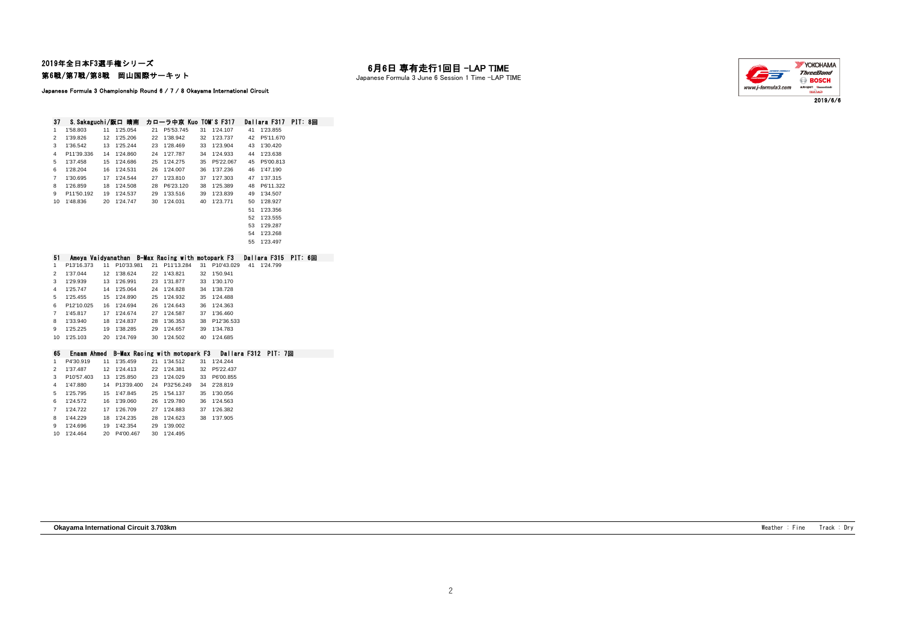2019年全日本F3選手権シリーズ

第6戦/第7戦/第8戦　岡山国際サーキット

Japanese Formula 3 Championship Round 6 / 7 / 8 Okayama International Circuit

# 6月6日 専有走行1回目 -LAP TIME

Japanese Formula 3 June 6 Session 1 Time -LAP TIME

2019/6/6

**37　S.Sakaguchi/阪口 晴南　カローラ中京 Kuo TOM'S F317　Dallara F317　PIT: 8回**

| | | | | | | | | | |
|---|---|---|---|---|---|---|---|---|---|
| 1 | 1'58.803 | 11 | 1'25.054 | 21 | P5'53.745 | 31 | 1'24.107 | 41 | 1'23.855 |
| 2 | 1'39.826 | 12 | 1'25.206 | 22 | 1'38.942 | 32 | 1'23.737 | 42 | P5'11.670 |
| 3 | 1'36.542 | 13 | 1'25.244 | 23 | 1'28.469 | 33 | 1'23.904 | 43 | 1'30.420 |
| 4 | P11'39.336 | 14 | 1'24.860 | 24 | 1'27.787 | 34 | 1'24.933 | 44 | 1'23.638 |
| 5 | 1'37.458 | 15 | 1'24.686 | 25 | 1'24.275 | 35 | P5'22.067 | 45 | P5'00.813 |
| 6 | 1'28.204 | 16 | 1'24.531 | 26 | 1'24.007 | 36 | 1'37.236 | 46 | 1'47.190 |
| 7 | 1'30.695 | 17 | 1'24.544 | 27 | 1'23.810 | 37 | 1'27.303 | 47 | 1'37.315 |
| 8 | 1'26.859 | 18 | 1'24.508 | 28 | P6'23.120 | 38 | 1'25.389 | 48 | P6'11.322 |
| 9 | P11'50.192 | 19 | 1'24.537 | 29 | 1'33.516 | 39 | 1'23.839 | 49 | 1'34.507 |
| 10 | 1'48.836 | 20 | 1'24.747 | 30 | 1'24.031 | 40 | 1'23.771 | 50 | 1'28.927 |
| | | | | | | | | 51 | 1'23.356 |
| | | | | | | | | 52 | 1'23.555 |
| | | | | | | | | 53 | 1'29.287 |
| | | | | | | | | 54 | 1'23.268 |
| | | | | | | | | 55 | 1'23.497 |

**51　Ameya Vaidyanathan　B-Max Racing with motopark F3　Dallara F315　PIT: 6回**

| | | | | | | | | | |
|---|---|---|---|---|---|---|---|---|---|
| 1 | P13'16.373 | 11 | P10'33.981 | 21 | P11'13.284 | 31 | P10'43.029 | 41 | 1'24.799 |
| 2 | 1'37.044 | 12 | 1'38.624 | 22 | 1'43.821 | 32 | 1'50.941 | | |
| 3 | 1'29.939 | 13 | 1'26.991 | 23 | 1'31.877 | 33 | 1'30.170 | | |
| 4 | 1'25.747 | 14 | 1'25.064 | 24 | 1'24.828 | 34 | 1'38.728 | | |
| 5 | 1'25.455 | 15 | 1'24.890 | 25 | 1'24.932 | 35 | 1'24.488 | | |
| 6 | P12'10.025 | 16 | 1'24.694 | 26 | 1'24.643 | 36 | 1'24.363 | | |
| 7 | 1'45.817 | 17 | 1'24.674 | 27 | 1'24.587 | 37 | 1'36.460 | | |
| 8 | 1'33.940 | 18 | 1'24.837 | 28 | 1'36.353 | 38 | P12'36.533 | | |
| 9 | 1'25.225 | 19 | 1'38.285 | 29 | 1'24.657 | 39 | 1'34.783 | | |
| 10 | 1'25.103 | 20 | 1'24.769 | 30 | 1'24.502 | 40 | 1'24.685 | | |

**65　Enaam Ahmed　B-Max Racing with motopark F3　Dallara F312　PIT: 7回**

| | | | | | | | |
|---|---|---|---|---|---|---|---|
| 1 | P4'30.919 | 11 | 1'35.459 | 21 | 1'34.512 | 31 | 1'24.244 |
| 2 | 1'37.487 | 12 | 1'24.413 | 22 | 1'24.381 | 32 | P5'22.437 |
| 3 | P10'57.403 | 13 | 1'25.850 | 23 | 1'24.029 | 33 | P6'00.855 |
| 4 | 1'47.880 | 14 | P13'39.400 | 24 | P32'56.249 | 34 | 2'28.819 |
| 5 | 1'25.795 | 15 | 1'47.845 | 25 | 1'54.137 | 35 | 1'30.056 |
| 6 | 1'24.572 | 16 | 1'39.060 | 26 | 1'29.780 | 36 | 1'24.563 |
| 7 | 1'24.722 | 17 | 1'26.709 | 27 | 1'24.883 | 37 | 1'26.382 |
| 8 | 1'44.229 | 18 | 1'24.235 | 28 | 1'24.623 | 38 | 1'37.905 |
| 9 | 1'24.696 | 19 | 1'42.354 | 29 | 1'39.002 | | |
| 10 | 1'24.464 | 20 | P4'00.467 | 30 | 1'24.495 | | |

**Okayama International Circuit 3.703km**　　Weather : Fine　Track : Dry